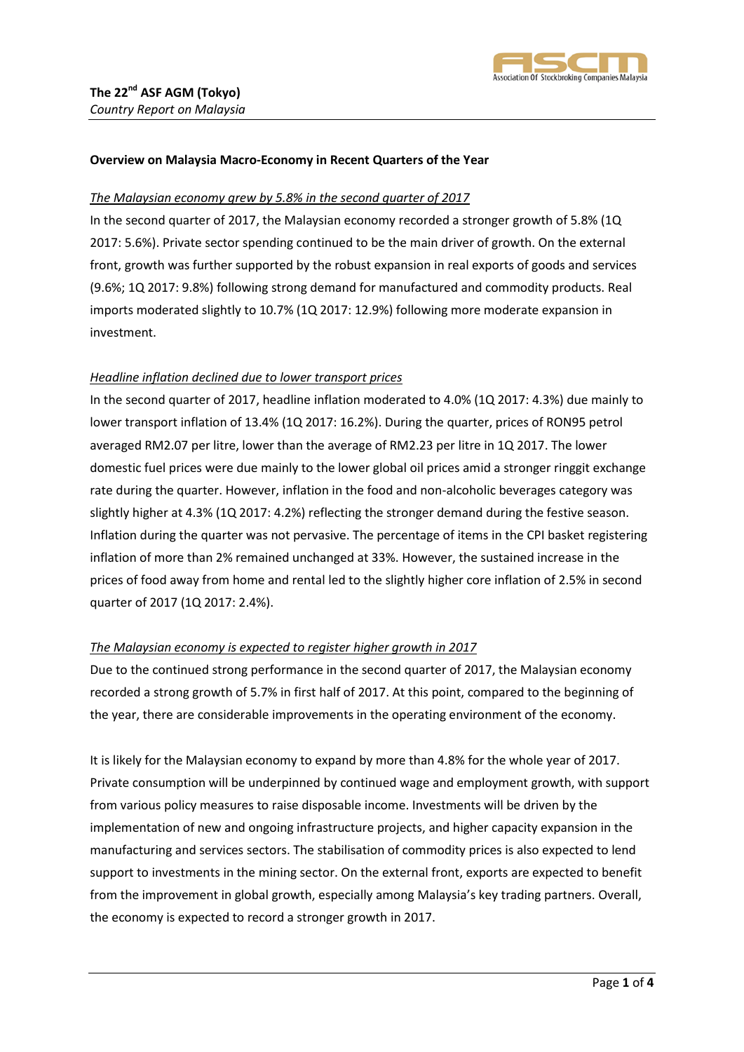**The 22nd ASF AGM (Tokyo)**
*Country Report on Malaysia*

**Overview on Malaysia Macro-Economy in Recent Quarters of the Year**

*The Malaysian economy grew by 5.8% in the second quarter of 2017*

In the second quarter of 2017, the Malaysian economy recorded a stronger growth of 5.8% (1Q 2017: 5.6%). Private sector spending continued to be the main driver of growth. On the external front, growth was further supported by the robust expansion in real exports of goods and services (9.6%; 1Q 2017: 9.8%) following strong demand for manufactured and commodity products. Real imports moderated slightly to 10.7% (1Q 2017: 12.9%) following more moderate expansion in investment.

*Headline inflation declined due to lower transport prices*

In the second quarter of 2017, headline inflation moderated to 4.0% (1Q 2017: 4.3%) due mainly to lower transport inflation of 13.4% (1Q 2017: 16.2%). During the quarter, prices of RON95 petrol averaged RM2.07 per litre, lower than the average of RM2.23 per litre in 1Q 2017. The lower domestic fuel prices were due mainly to the lower global oil prices amid a stronger ringgit exchange rate during the quarter. However, inflation in the food and non-alcoholic beverages category was slightly higher at 4.3% (1Q 2017: 4.2%) reflecting the stronger demand during the festive season. Inflation during the quarter was not pervasive. The percentage of items in the CPI basket registering inflation of more than 2% remained unchanged at 33%. However, the sustained increase in the prices of food away from home and rental led to the slightly higher core inflation of 2.5% in second quarter of 2017 (1Q 2017: 2.4%).

*The Malaysian economy is expected to register higher growth in 2017*

Due to the continued strong performance in the second quarter of 2017, the Malaysian economy recorded a strong growth of 5.7% in first half of 2017. At this point, compared to the beginning of the year, there are considerable improvements in the operating environment of the economy.

It is likely for the Malaysian economy to expand by more than 4.8% for the whole year of 2017. Private consumption will be underpinned by continued wage and employment growth, with support from various policy measures to raise disposable income. Investments will be driven by the implementation of new and ongoing infrastructure projects, and higher capacity expansion in the manufacturing and services sectors. The stabilisation of commodity prices is also expected to lend support to investments in the mining sector. On the external front, exports are expected to benefit from the improvement in global growth, especially among Malaysia's key trading partners. Overall, the economy is expected to record a stronger growth in 2017.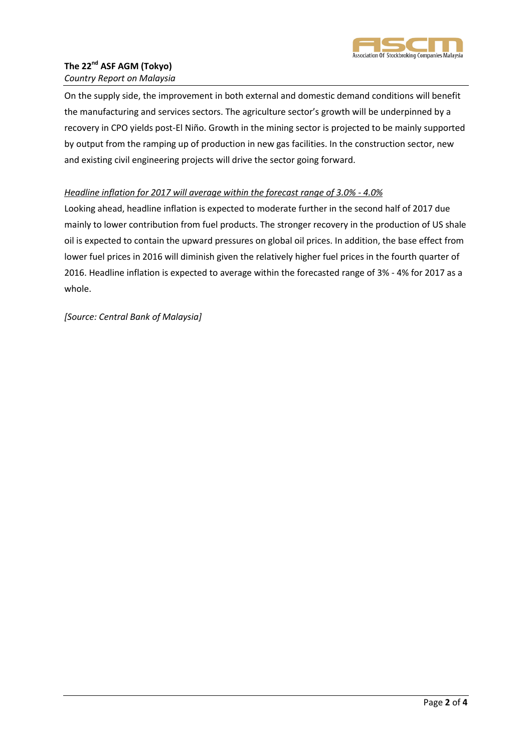On the supply side, the improvement in both external and domestic demand conditions will benefit the manufacturing and services sectors. The agriculture sector's growth will be underpinned by a recovery in CPO yields post-El Niño. Growth in the mining sector is projected to be mainly supported by output from the ramping up of production in new gas facilities. In the construction sector, new and existing civil engineering projects will drive the sector going forward.

*Headline inflation for 2017 will average within the forecast range of 3.0% - 4.0%*

Looking ahead, headline inflation is expected to moderate further in the second half of 2017 due mainly to lower contribution from fuel products. The stronger recovery in the production of US shale oil is expected to contain the upward pressures on global oil prices. In addition, the base effect from lower fuel prices in 2016 will diminish given the relatively higher fuel prices in the fourth quarter of 2016. Headline inflation is expected to average within the forecasted range of 3% - 4% for 2017 as a whole.

*[Source: Central Bank of Malaysia]*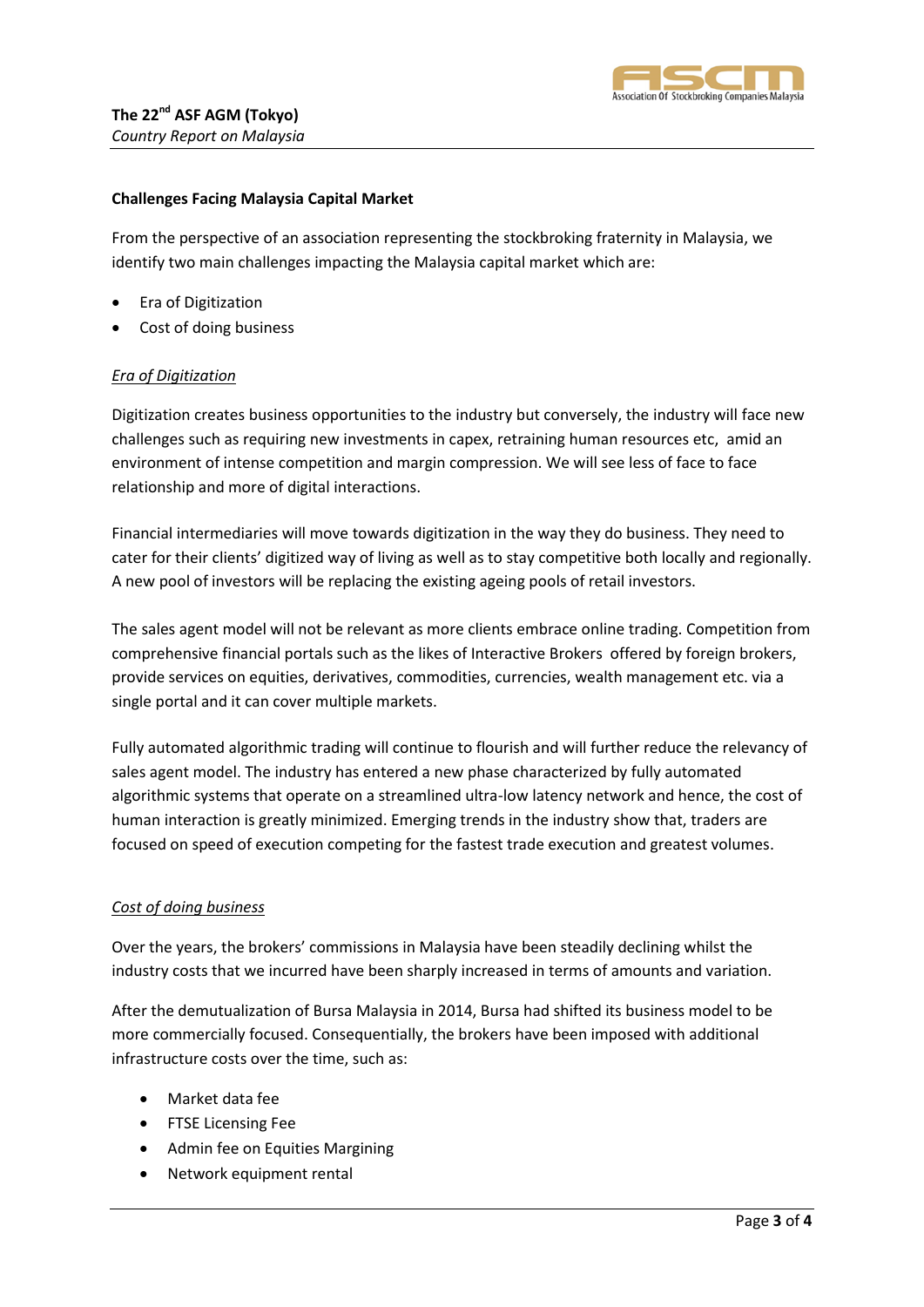**Challenges Facing Malaysia Capital Market**

From the perspective of an association representing the stockbroking fraternity in Malaysia, we identify two main challenges impacting the Malaysia capital market which are:

- Era of Digitization
- Cost of doing business

*Era of Digitization*

Digitization creates business opportunities to the industry but conversely, the industry will face new challenges such as requiring new investments in capex, retraining human resources etc, amid an environment of intense competition and margin compression. We will see less of face to face relationship and more of digital interactions.

Financial intermediaries will move towards digitization in the way they do business. They need to cater for their clients' digitized way of living as well as to stay competitive both locally and regionally. A new pool of investors will be replacing the existing ageing pools of retail investors.

The sales agent model will not be relevant as more clients embrace online trading. Competition from comprehensive financial portals such as the likes of Interactive Brokers offered by foreign brokers, provide services on equities, derivatives, commodities, currencies, wealth management etc. via a single portal and it can cover multiple markets.

Fully automated algorithmic trading will continue to flourish and will further reduce the relevancy of sales agent model. The industry has entered a new phase characterized by fully automated algorithmic systems that operate on a streamlined ultra-low latency network and hence, the cost of human interaction is greatly minimized. Emerging trends in the industry show that, traders are focused on speed of execution competing for the fastest trade execution and greatest volumes.

*Cost of doing business*

Over the years, the brokers' commissions in Malaysia have been steadily declining whilst the industry costs that we incurred have been sharply increased in terms of amounts and variation.

After the demutualization of Bursa Malaysia in 2014, Bursa had shifted its business model to be more commercially focused. Consequentially, the brokers have been imposed with additional infrastructure costs over the time, such as:

- Market data fee
- FTSE Licensing Fee
- Admin fee on Equities Margining
- Network equipment rental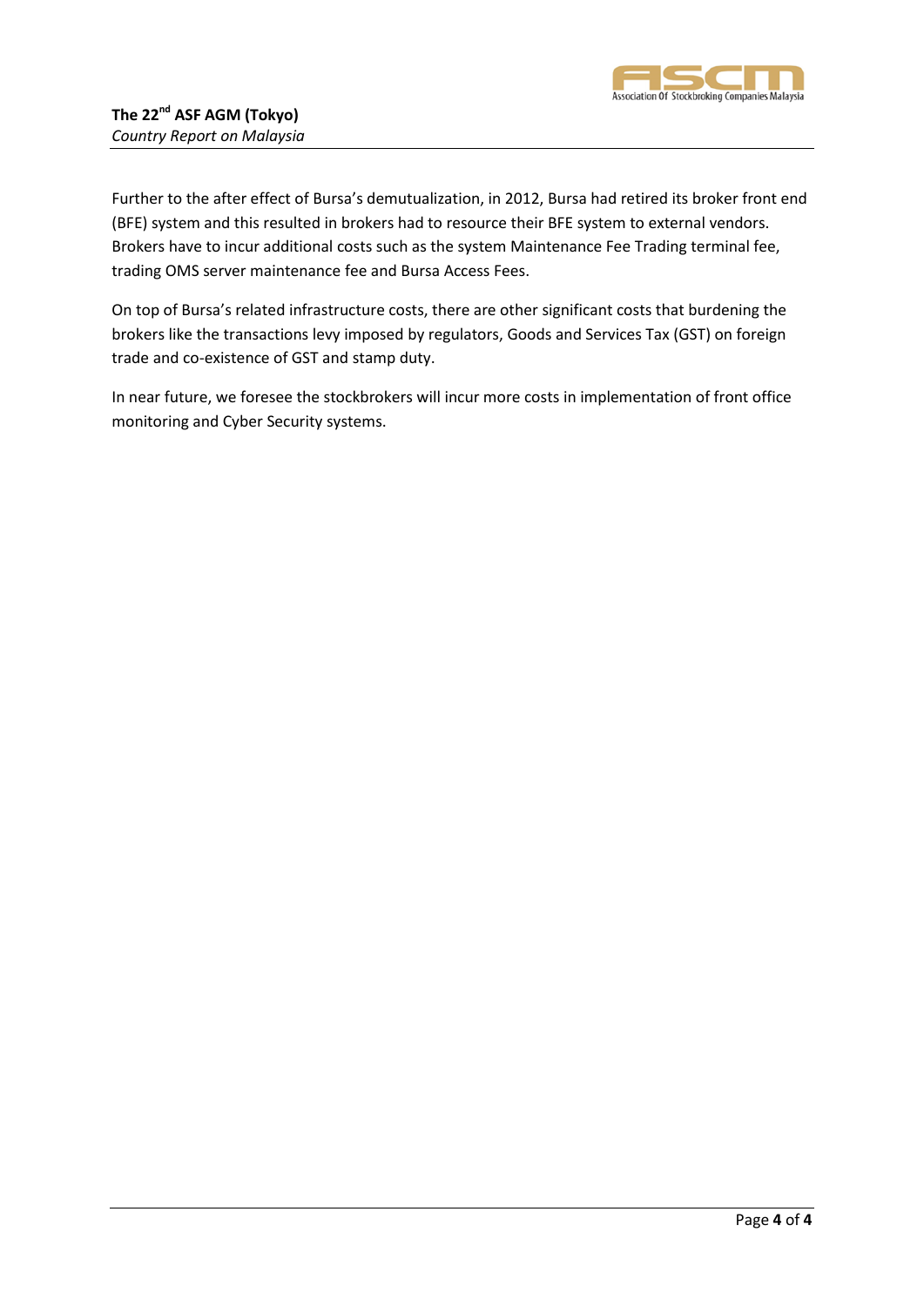Further to the after effect of Bursa's demutualization, in 2012, Bursa had retired its broker front end (BFE) system and this resulted in brokers had to resource their BFE system to external vendors. Brokers have to incur additional costs such as the system Maintenance Fee Trading terminal fee, trading OMS server maintenance fee and Bursa Access Fees.

On top of Bursa's related infrastructure costs, there are other significant costs that burdening the brokers like the transactions levy imposed by regulators, Goods and Services Tax (GST) on foreign trade and co-existence of GST and stamp duty.

In near future, we foresee the stockbrokers will incur more costs in implementation of front office monitoring and Cyber Security systems.